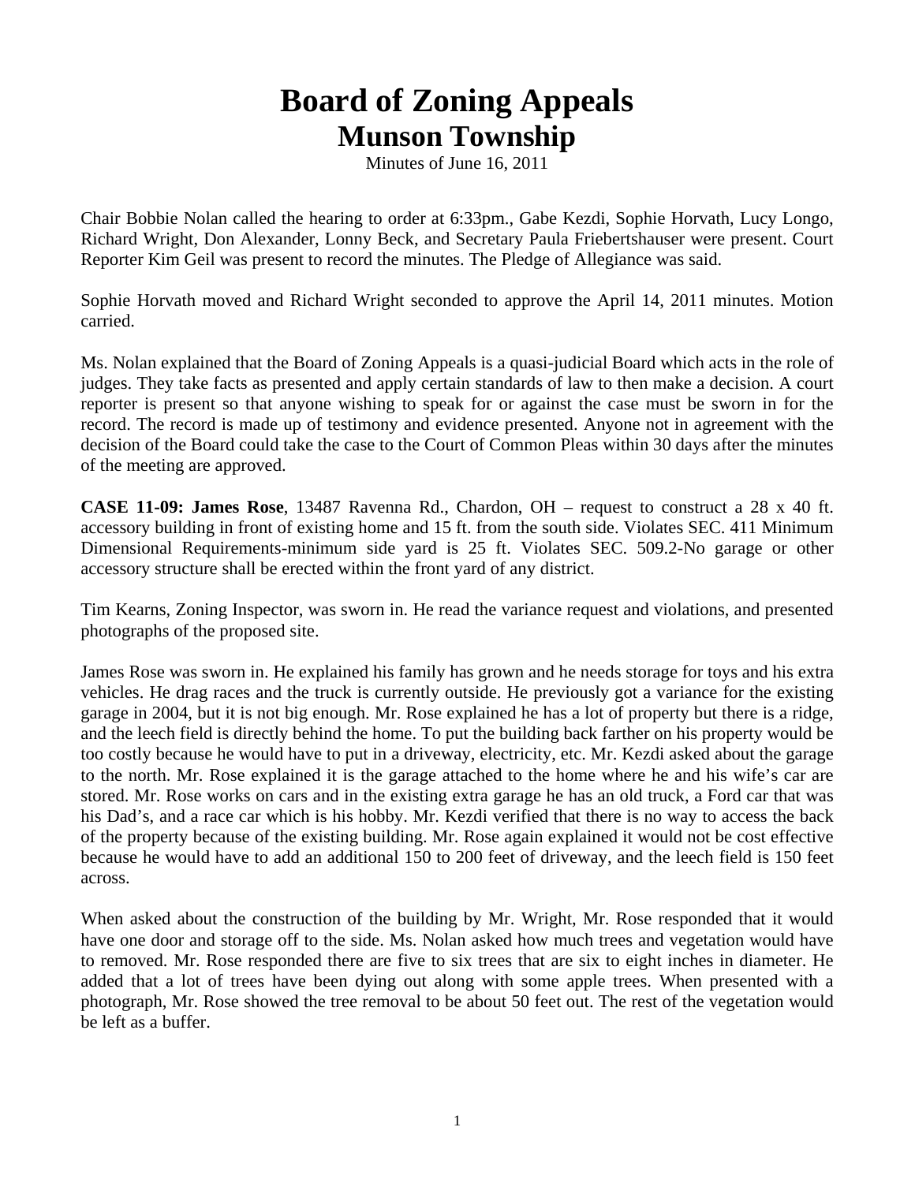# Board of Zoning Appeals
## Munson Township

Minutes of June 16, 2011

Chair Bobbie Nolan called the hearing to order at 6:33pm., Gabe Kezdi, Sophie Horvath, Lucy Longo, Richard Wright, Don Alexander, Lonny Beck, and Secretary Paula Friebertshauser were present. Court Reporter Kim Geil was present to record the minutes. The Pledge of Allegiance was said.

Sophie Horvath moved and Richard Wright seconded to approve the April 14, 2011 minutes. Motion carried.

Ms. Nolan explained that the Board of Zoning Appeals is a quasi-judicial Board which acts in the role of judges. They take facts as presented and apply certain standards of law to then make a decision. A court reporter is present so that anyone wishing to speak for or against the case must be sworn in for the record. The record is made up of testimony and evidence presented. Anyone not in agreement with the decision of the Board could take the case to the Court of Common Pleas within 30 days after the minutes of the meeting are approved.

**CASE 11-09: James Rose**, 13487 Ravenna Rd., Chardon, OH – request to construct a 28 x 40 ft. accessory building in front of existing home and 15 ft. from the south side. Violates SEC. 411 Minimum Dimensional Requirements-minimum side yard is 25 ft. Violates SEC. 509.2-No garage or other accessory structure shall be erected within the front yard of any district.

Tim Kearns, Zoning Inspector, was sworn in. He read the variance request and violations, and presented photographs of the proposed site.

James Rose was sworn in. He explained his family has grown and he needs storage for toys and his extra vehicles. He drag races and the truck is currently outside. He previously got a variance for the existing garage in 2004, but it is not big enough. Mr. Rose explained he has a lot of property but there is a ridge, and the leech field is directly behind the home. To put the building back farther on his property would be too costly because he would have to put in a driveway, electricity, etc. Mr. Kezdi asked about the garage to the north. Mr. Rose explained it is the garage attached to the home where he and his wife's car are stored. Mr. Rose works on cars and in the existing extra garage he has an old truck, a Ford car that was his Dad's, and a race car which is his hobby. Mr. Kezdi verified that there is no way to access the back of the property because of the existing building. Mr. Rose again explained it would not be cost effective because he would have to add an additional 150 to 200 feet of driveway, and the leech field is 150 feet across.

When asked about the construction of the building by Mr. Wright, Mr. Rose responded that it would have one door and storage off to the side. Ms. Nolan asked how much trees and vegetation would have to removed. Mr. Rose responded there are five to six trees that are six to eight inches in diameter. He added that a lot of trees have been dying out along with some apple trees. When presented with a photograph, Mr. Rose showed the tree removal to be about 50 feet out. The rest of the vegetation would be left as a buffer.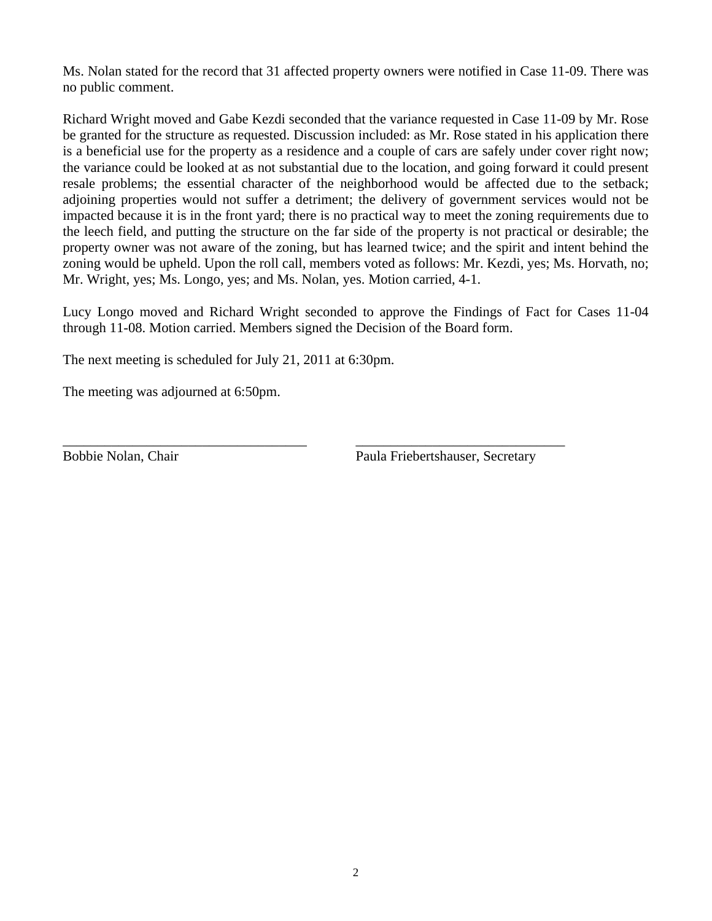Ms. Nolan stated for the record that 31 affected property owners were notified in Case 11-09. There was no public comment.

Richard Wright moved and Gabe Kezdi seconded that the variance requested in Case 11-09 by Mr. Rose be granted for the structure as requested. Discussion included: as Mr. Rose stated in his application there is a beneficial use for the property as a residence and a couple of cars are safely under cover right now; the variance could be looked at as not substantial due to the location, and going forward it could present resale problems; the essential character of the neighborhood would be affected due to the setback; adjoining properties would not suffer a detriment; the delivery of government services would not be impacted because it is in the front yard; there is no practical way to meet the zoning requirements due to the leech field, and putting the structure on the far side of the property is not practical or desirable; the property owner was not aware of the zoning, but has learned twice; and the spirit and intent behind the zoning would be upheld. Upon the roll call, members voted as follows: Mr. Kezdi, yes; Ms. Horvath, no; Mr. Wright, yes; Ms. Longo, yes; and Ms. Nolan, yes. Motion carried, 4-1.

Lucy Longo moved and Richard Wright seconded to approve the Findings of Fact for Cases 11-04 through 11-08. Motion carried. Members signed the Decision of the Board form.

The next meeting is scheduled for July 21, 2011 at 6:30pm.

The meeting was adjourned at 6:50pm.

___________________________________ ______________________________

Bobbie Nolan, Chair Paula Friebertshauser, Secretary